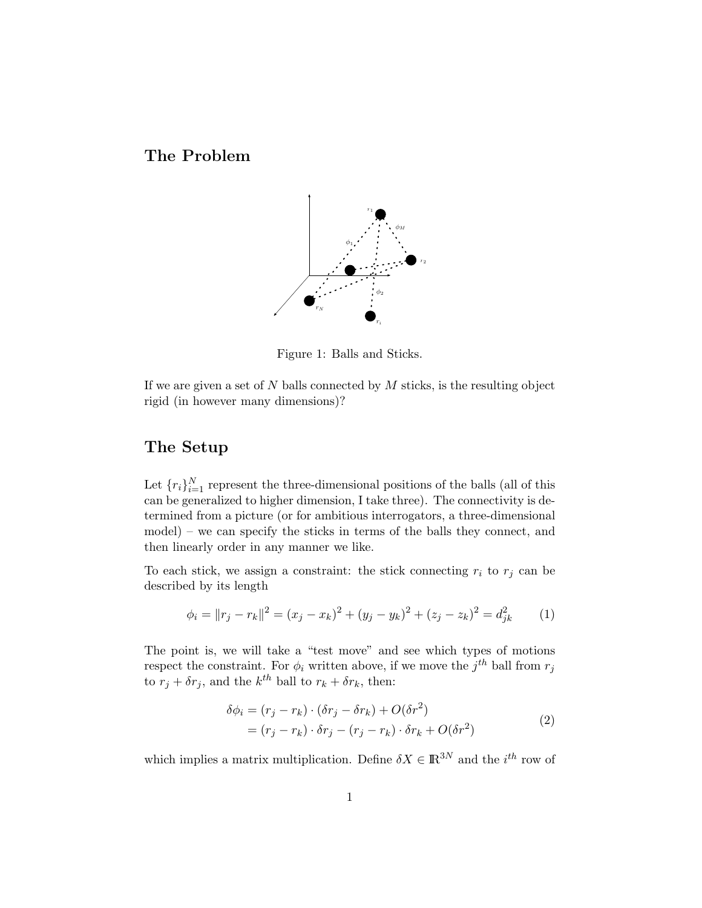## The Problem

Figure 1: Balls and Sticks.

If we are given a set of $N$ balls connected by $M$ sticks, is the resulting object rigid (in however many dimensions)?

## The Setup

Let $\{r_i\}_{i=1}^N$ represent the three-dimensional positions of the balls (all of this can be generalized to higher dimension, I take three). The connectivity is determined from a picture (or for ambitious interrogators, a three-dimensional model) – we can specify the sticks in terms of the balls they connect, and then linearly order in any manner we like.

To each stick, we assign a constraint: the stick connecting $r_i$ to $r_j$ can be described by its length

$$\phi_i = \|r_j - r_k\|^2 = (x_j - x_k)^2 + (y_j - y_k)^2 + (z_j - z_k)^2 = d_{jk}^2 \tag{1}$$

The point is, we will take a "test move" and see which types of motions respect the constraint. For $\phi_i$ written above, if we move the $j^{th}$ ball from $r_j$ to $r_j + \delta r_j$, and the $k^{th}$ ball to $r_k + \delta r_k$, then:

$$\begin{aligned}\delta\phi_i &= (r_j - r_k)\cdot(\delta r_j - \delta r_k) + O(\delta r^2)\\ &= (r_j - r_k)\cdot \delta r_j - (r_j - r_k)\cdot \delta r_k + O(\delta r^2)\end{aligned} \tag{2}$$

which implies a matrix multiplication. Define $\delta X \in \mathbb{R}^{3N}$ and the $i^{th}$ row of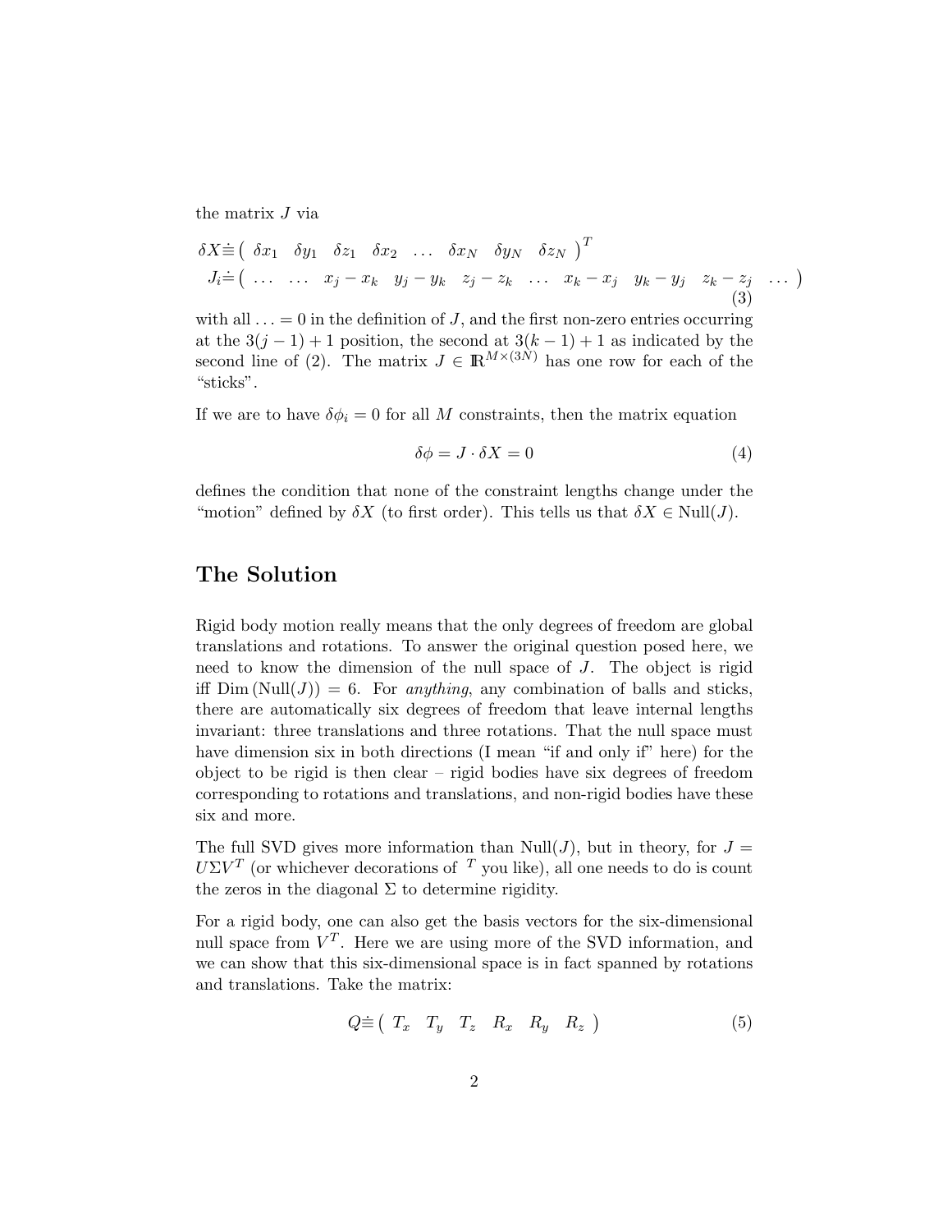the matrix $J$ via

$$
\begin{aligned}
\delta X &\doteq \begin{pmatrix} \delta x_1 & \delta y_1 & \delta z_1 & \delta x_2 & \dots & \delta x_N & \delta y_N & \delta z_N \end{pmatrix}^T \\
J_i &\doteq \begin{pmatrix} \dots & \dots & x_j - x_k & y_j - y_k & z_j - z_k & \dots & x_k - x_j & y_k - y_j & z_k - z_j & \dots \end{pmatrix}
\end{aligned}
\tag{3}
$$

with all $\ldots = 0$ in the definition of $J$, and the first non-zero entries occurring at the $3(j-1)+1$ position, the second at $3(k-1)+1$ as indicated by the second line of (2). The matrix $J \in \mathbb{R}^{M \times (3N)}$ has one row for each of the "sticks".

If we are to have $\delta\phi_i = 0$ for all $M$ constraints, then the matrix equation

$$
\delta\phi = J \cdot \delta X = 0 \tag{4}
$$

defines the condition that none of the constraint lengths change under the "motion" defined by $\delta X$ (to first order). This tells us that $\delta X \in \text{Null}(J)$.

## The Solution

Rigid body motion really means that the only degrees of freedom are global translations and rotations. To answer the original question posed here, we need to know the dimension of the null space of $J$. The object is rigid iff $\text{Dim}\,(\text{Null}(J)) = 6$. For *anything*, any combination of balls and sticks, there are automatically six degrees of freedom that leave internal lengths invariant: three translations and three rotations. That the null space must have dimension six in both directions (I mean "if and only if" here) for the object to be rigid is then clear – rigid bodies have six degrees of freedom corresponding to rotations and translations, and non-rigid bodies have these six and more.

The full SVD gives more information than $\text{Null}(J)$, but in theory, for $J = U\Sigma V^T$ (or whichever decorations of $^T$ you like), all one needs to do is count the zeros in the diagonal $\Sigma$ to determine rigidity.

For a rigid body, one can also get the basis vectors for the six-dimensional null space from $V^T$. Here we are using more of the SVD information, and we can show that this six-dimensional space is in fact spanned by rotations and translations. Take the matrix:

$$
Q \doteq \begin{pmatrix} T_x & T_y & T_z & R_x & R_y & R_z \end{pmatrix} \tag{5}
$$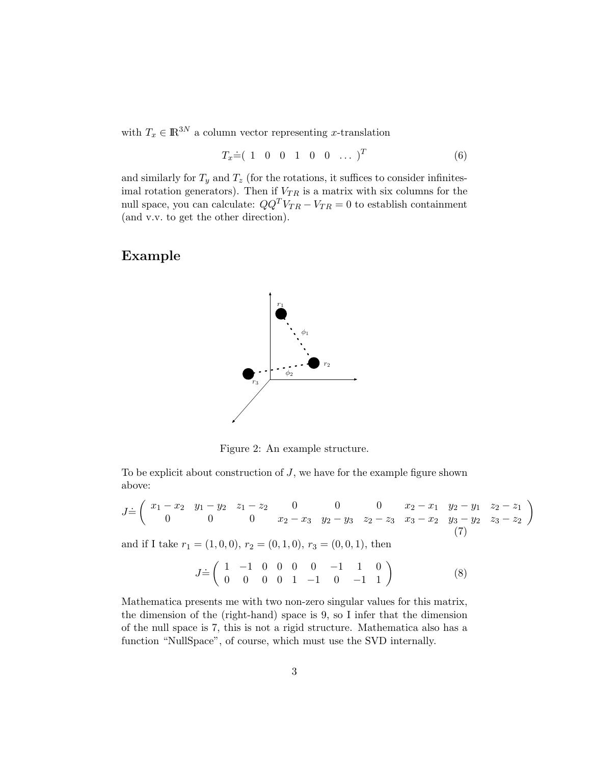with $T_x \in \mathbb{R}^{3N}$ a column vector representing $x$-translation

$$T_x \doteq \begin{pmatrix} 1 & 0 & 0 & 1 & 0 & 0 & \dots \end{pmatrix}^T \tag{6}$$

and similarly for $T_y$ and $T_z$ (for the rotations, it suffices to consider infinitesimal rotation generators). Then if $V_{TR}$ is a matrix with six columns for the null space, you can calculate: $QQ^T V_{TR} - V_{TR} = 0$ to establish containment (and v.v. to get the other direction).

## Example

$r_1$

$\phi_1$

$r_2$

$r_3$

$\phi_2$

Figure 2: An example structure.

To be explicit about construction of $J$, we have for the example figure shown above:

$$J \doteq \begin{pmatrix} x_1 - x_2 & y_1 - y_2 & z_1 - z_2 & 0 & 0 & 0 & x_2 - x_1 & y_2 - y_1 & z_2 - z_1 \\ 0 & 0 & 0 & x_2 - x_3 & y_2 - y_3 & z_2 - z_3 & x_3 - x_2 & y_3 - y_2 & z_3 - z_2 \end{pmatrix} \tag{7}$$

and if I take $r_1 = (1, 0, 0)$, $r_2 = (0, 1, 0)$, $r_3 = (0, 0, 1)$, then

$$J \doteq \begin{pmatrix} 1 & -1 & 0 & 0 & 0 & 0 & -1 & 1 & 0 \\ 0 & 0 & 0 & 0 & 1 & -1 & 0 & -1 & 1 \end{pmatrix} \tag{8}$$

Mathematica presents me with two non-zero singular values for this matrix, the dimension of the (right-hand) space is 9, so I infer that the dimension of the null space is 7, this is not a rigid structure. Mathematica also has a function "NullSpace", of course, which must use the SVD internally.